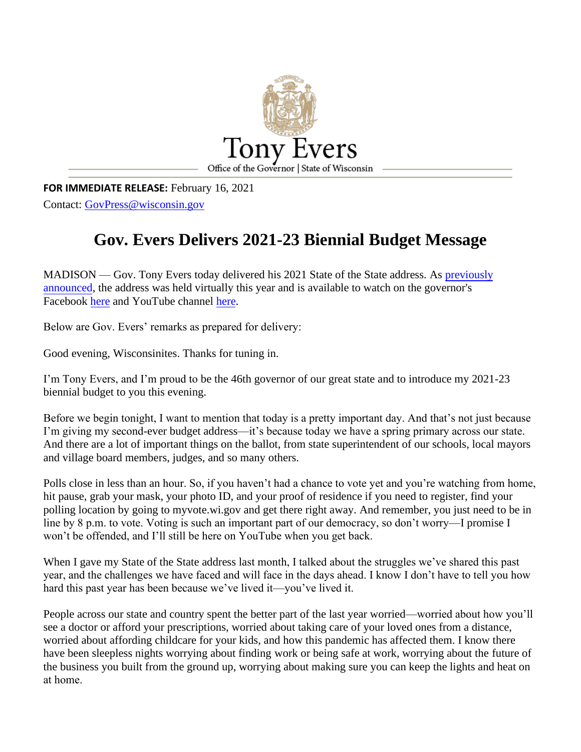Tony Evers

Office of the Governor | State of Wisconsin

**FOR IMMEDIATE RELEASE:** February 16, 2021

Contact: GovPress@wisconsin.gov

# Gov. Evers Delivers 2021-23 Biennial Budget Message

MADISON — Gov. Tony Evers today delivered his 2021 State of the State address. As previously announced, the address was held virtually this year and is available to watch on the governor's Facebook here and YouTube channel here.

Below are Gov. Evers' remarks as prepared for delivery:

Good evening, Wisconsinites. Thanks for tuning in.

I'm Tony Evers, and I'm proud to be the 46th governor of our great state and to introduce my 2021-23 biennial budget to you this evening.

Before we begin tonight, I want to mention that today is a pretty important day. And that's not just because I'm giving my second-ever budget address—it's because today we have a spring primary across our state. And there are a lot of important things on the ballot, from state superintendent of our schools, local mayors and village board members, judges, and so many others.

Polls close in less than an hour. So, if you haven't had a chance to vote yet and you're watching from home, hit pause, grab your mask, your photo ID, and your proof of residence if you need to register, find your polling location by going to myvote.wi.gov and get there right away. And remember, you just need to be in line by 8 p.m. to vote. Voting is such an important part of our democracy, so don't worry—I promise I won't be offended, and I'll still be here on YouTube when you get back.

When I gave my State of the State address last month, I talked about the struggles we've shared this past year, and the challenges we have faced and will face in the days ahead. I know I don't have to tell you how hard this past year has been because we've lived it—you've lived it.

People across our state and country spent the better part of the last year worried—worried about how you'll see a doctor or afford your prescriptions, worried about taking care of your loved ones from a distance, worried about affording childcare for your kids, and how this pandemic has affected them. I know there have been sleepless nights worrying about finding work or being safe at work, worrying about the future of the business you built from the ground up, worrying about making sure you can keep the lights and heat on at home.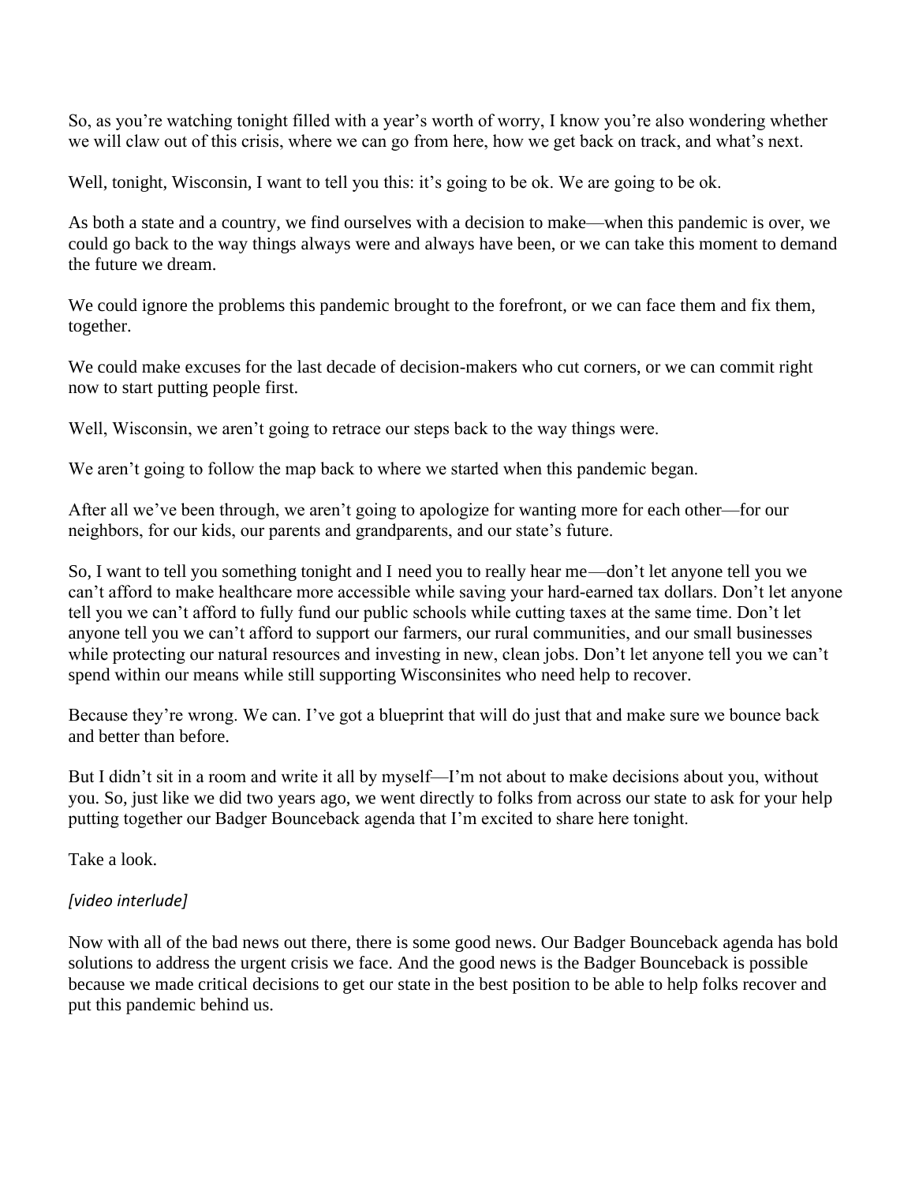So, as you're watching tonight filled with a year's worth of worry, I know you're also wondering whether we will claw out of this crisis, where we can go from here, how we get back on track, and what's next.

Well, tonight, Wisconsin, I want to tell you this: it's going to be ok. We are going to be ok.

As both a state and a country, we find ourselves with a decision to make—when this pandemic is over, we could go back to the way things always were and always have been, or we can take this moment to demand the future we dream.

We could ignore the problems this pandemic brought to the forefront, or we can face them and fix them, together.

We could make excuses for the last decade of decision-makers who cut corners, or we can commit right now to start putting people first.

Well, Wisconsin, we aren't going to retrace our steps back to the way things were.

We aren't going to follow the map back to where we started when this pandemic began.

After all we've been through, we aren't going to apologize for wanting more for each other—for our neighbors, for our kids, our parents and grandparents, and our state's future.

So, I want to tell you something tonight and I need you to really hear me—don't let anyone tell you we can't afford to make healthcare more accessible while saving your hard-earned tax dollars. Don't let anyone tell you we can't afford to fully fund our public schools while cutting taxes at the same time. Don't let anyone tell you we can't afford to support our farmers, our rural communities, and our small businesses while protecting our natural resources and investing in new, clean jobs. Don't let anyone tell you we can't spend within our means while still supporting Wisconsinites who need help to recover.

Because they're wrong. We can. I've got a blueprint that will do just that and make sure we bounce back and better than before.

But I didn't sit in a room and write it all by myself—I'm not about to make decisions about you, without you. So, just like we did two years ago, we went directly to folks from across our state to ask for your help putting together our Badger Bounceback agenda that I'm excited to share here tonight.

Take a look.

*[video interlude]*

Now with all of the bad news out there, there is some good news. Our Badger Bounceback agenda has bold solutions to address the urgent crisis we face. And the good news is the Badger Bounceback is possible because we made critical decisions to get our state in the best position to be able to help folks recover and put this pandemic behind us.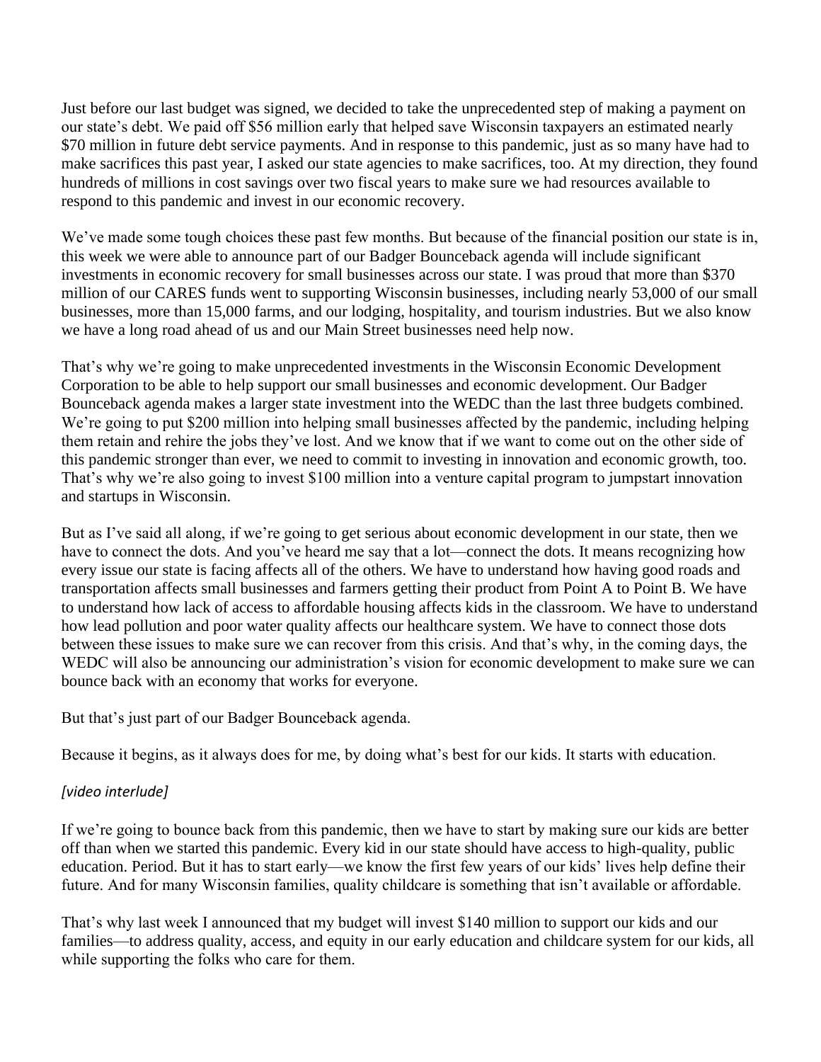Just before our last budget was signed, we decided to take the unprecedented step of making a payment on our state's debt. We paid off $56 million early that helped save Wisconsin taxpayers an estimated nearly $70 million in future debt service payments. And in response to this pandemic, just as so many have had to make sacrifices this past year, I asked our state agencies to make sacrifices, too. At my direction, they found hundreds of millions in cost savings over two fiscal years to make sure we had resources available to respond to this pandemic and invest in our economic recovery.

We've made some tough choices these past few months. But because of the financial position our state is in, this week we were able to announce part of our Badger Bounceback agenda will include significant investments in economic recovery for small businesses across our state. I was proud that more than $370 million of our CARES funds went to supporting Wisconsin businesses, including nearly 53,000 of our small businesses, more than 15,000 farms, and our lodging, hospitality, and tourism industries. But we also know we have a long road ahead of us and our Main Street businesses need help now.

That's why we're going to make unprecedented investments in the Wisconsin Economic Development Corporation to be able to help support our small businesses and economic development. Our Badger Bounceback agenda makes a larger state investment into the WEDC than the last three budgets combined. We're going to put $200 million into helping small businesses affected by the pandemic, including helping them retain and rehire the jobs they've lost. And we know that if we want to come out on the other side of this pandemic stronger than ever, we need to commit to investing in innovation and economic growth, too. That's why we're also going to invest $100 million into a venture capital program to jumpstart innovation and startups in Wisconsin.

But as I've said all along, if we're going to get serious about economic development in our state, then we have to connect the dots. And you've heard me say that a lot—connect the dots. It means recognizing how every issue our state is facing affects all of the others. We have to understand how having good roads and transportation affects small businesses and farmers getting their product from Point A to Point B. We have to understand how lack of access to affordable housing affects kids in the classroom. We have to understand how lead pollution and poor water quality affects our healthcare system. We have to connect those dots between these issues to make sure we can recover from this crisis. And that's why, in the coming days, the WEDC will also be announcing our administration's vision for economic development to make sure we can bounce back with an economy that works for everyone.

But that's just part of our Badger Bounceback agenda.

Because it begins, as it always does for me, by doing what's best for our kids. It starts with education.

*[video interlude]*

If we're going to bounce back from this pandemic, then we have to start by making sure our kids are better off than when we started this pandemic. Every kid in our state should have access to high-quality, public education. Period. But it has to start early—we know the first few years of our kids' lives help define their future. And for many Wisconsin families, quality childcare is something that isn't available or affordable.

That's why last week I announced that my budget will invest $140 million to support our kids and our families—to address quality, access, and equity in our early education and childcare system for our kids, all while supporting the folks who care for them.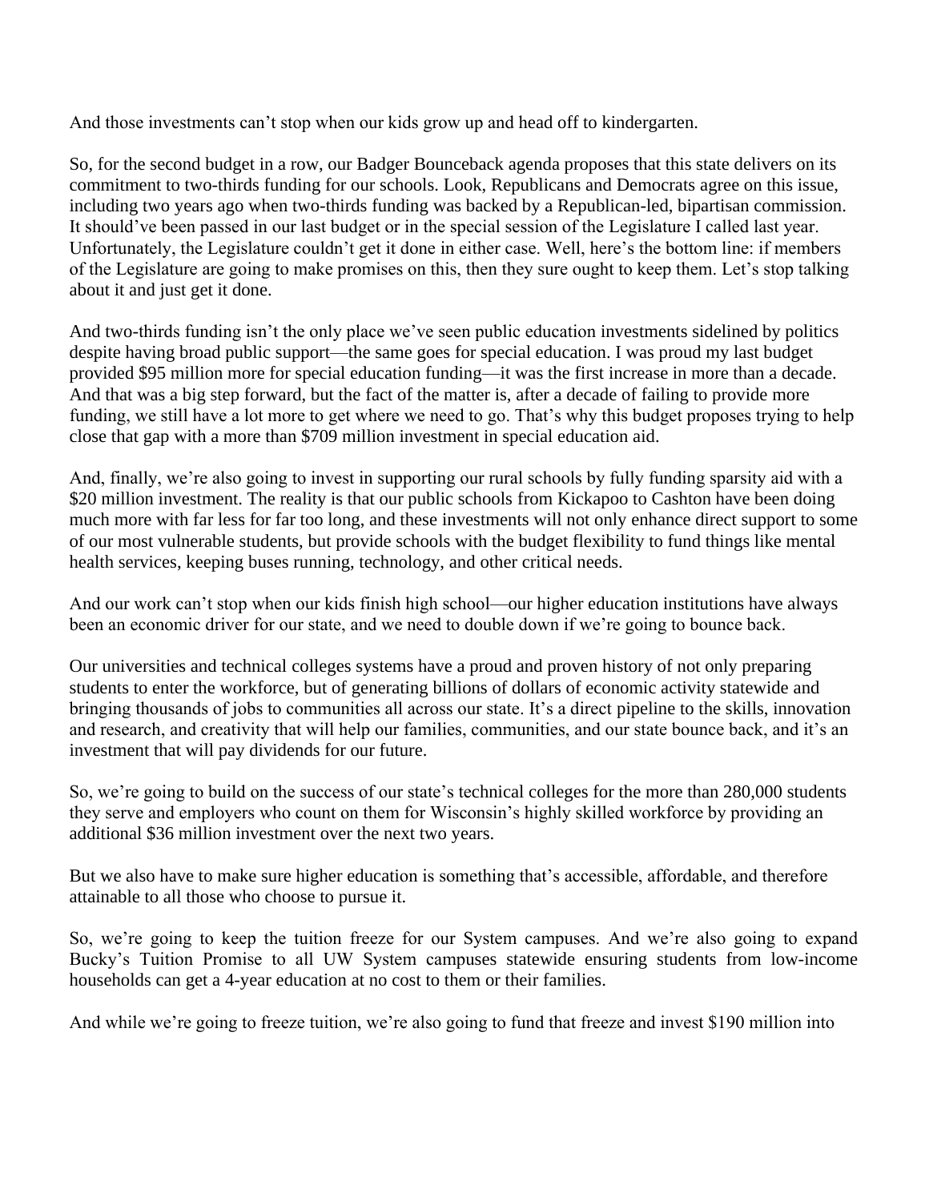And those investments can’t stop when our kids grow up and head off to kindergarten.

So, for the second budget in a row, our Badger Bounceback agenda proposes that this state delivers on its commitment to two-thirds funding for our schools. Look, Republicans and Democrats agree on this issue, including two years ago when two-thirds funding was backed by a Republican-led, bipartisan commission. It should’ve been passed in our last budget or in the special session of the Legislature I called last year. Unfortunately, the Legislature couldn’t get it done in either case. Well, here’s the bottom line: if members of the Legislature are going to make promises on this, then they sure ought to keep them. Let’s stop talking about it and just get it done.

And two-thirds funding isn’t the only place we’ve seen public education investments sidelined by politics despite having broad public support—the same goes for special education. I was proud my last budget provided $95 million more for special education funding—it was the first increase in more than a decade. And that was a big step forward, but the fact of the matter is, after a decade of failing to provide more funding, we still have a lot more to get where we need to go. That’s why this budget proposes trying to help close that gap with a more than $709 million investment in special education aid.

And, finally, we’re also going to invest in supporting our rural schools by fully funding sparsity aid with a $20 million investment. The reality is that our public schools from Kickapoo to Cashton have been doing much more with far less for far too long, and these investments will not only enhance direct support to some of our most vulnerable students, but provide schools with the budget flexibility to fund things like mental health services, keeping buses running, technology, and other critical needs.

And our work can’t stop when our kids finish high school—our higher education institutions have always been an economic driver for our state, and we need to double down if we’re going to bounce back.

Our universities and technical colleges systems have a proud and proven history of not only preparing students to enter the workforce, but of generating billions of dollars of economic activity statewide and bringing thousands of jobs to communities all across our state. It’s a direct pipeline to the skills, innovation and research, and creativity that will help our families, communities, and our state bounce back, and it’s an investment that will pay dividends for our future.

So, we’re going to build on the success of our state’s technical colleges for the more than 280,000 students they serve and employers who count on them for Wisconsin’s highly skilled workforce by providing an additional $36 million investment over the next two years.

But we also have to make sure higher education is something that’s accessible, affordable, and therefore attainable to all those who choose to pursue it.

So, we’re going to keep the tuition freeze for our System campuses. And we’re also going to expand Bucky’s Tuition Promise to all UW System campuses statewide ensuring students from low-income households can get a 4-year education at no cost to them or their families.

And while we’re going to freeze tuition, we’re also going to fund that freeze and invest $190 million into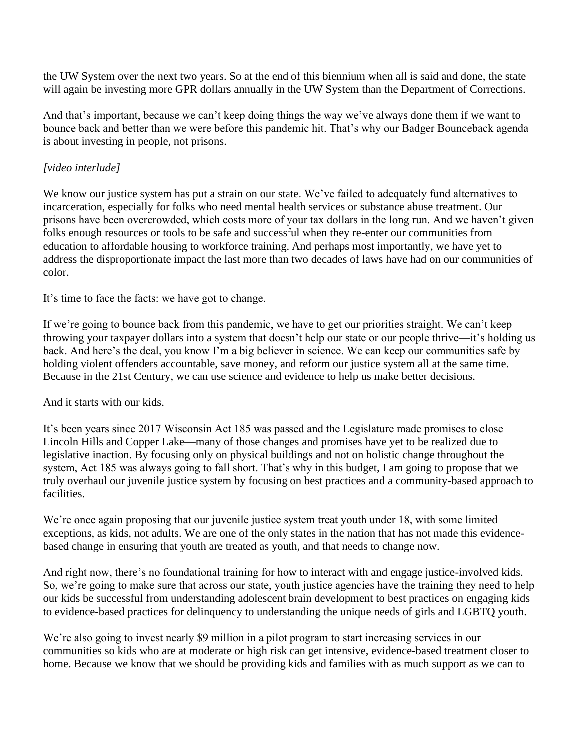the UW System over the next two years. So at the end of this biennium when all is said and done, the state will again be investing more GPR dollars annually in the UW System than the Department of Corrections.

And that's important, because we can't keep doing things the way we've always done them if we want to bounce back and better than we were before this pandemic hit. That's why our Badger Bounceback agenda is about investing in people, not prisons.

*[video interlude]*

We know our justice system has put a strain on our state. We've failed to adequately fund alternatives to incarceration, especially for folks who need mental health services or substance abuse treatment. Our prisons have been overcrowded, which costs more of your tax dollars in the long run. And we haven't given folks enough resources or tools to be safe and successful when they re-enter our communities from education to affordable housing to workforce training. And perhaps most importantly, we have yet to address the disproportionate impact the last more than two decades of laws have had on our communities of color.

It's time to face the facts: we have got to change.

If we're going to bounce back from this pandemic, we have to get our priorities straight. We can't keep throwing your taxpayer dollars into a system that doesn't help our state or our people thrive—it's holding us back. And here's the deal, you know I'm a big believer in science. We can keep our communities safe by holding violent offenders accountable, save money, and reform our justice system all at the same time. Because in the 21st Century, we can use science and evidence to help us make better decisions.

And it starts with our kids.

It's been years since 2017 Wisconsin Act 185 was passed and the Legislature made promises to close Lincoln Hills and Copper Lake—many of those changes and promises have yet to be realized due to legislative inaction. By focusing only on physical buildings and not on holistic change throughout the system, Act 185 was always going to fall short. That's why in this budget, I am going to propose that we truly overhaul our juvenile justice system by focusing on best practices and a community-based approach to facilities.

We're once again proposing that our juvenile justice system treat youth under 18, with some limited exceptions, as kids, not adults. We are one of the only states in the nation that has not made this evidence-based change in ensuring that youth are treated as youth, and that needs to change now.

And right now, there's no foundational training for how to interact with and engage justice-involved kids. So, we're going to make sure that across our state, youth justice agencies have the training they need to help our kids be successful from understanding adolescent brain development to best practices on engaging kids to evidence-based practices for delinquency to understanding the unique needs of girls and LGBTQ youth.

We're also going to invest nearly $9 million in a pilot program to start increasing services in our communities so kids who are at moderate or high risk can get intensive, evidence-based treatment closer to home. Because we know that we should be providing kids and families with as much support as we can to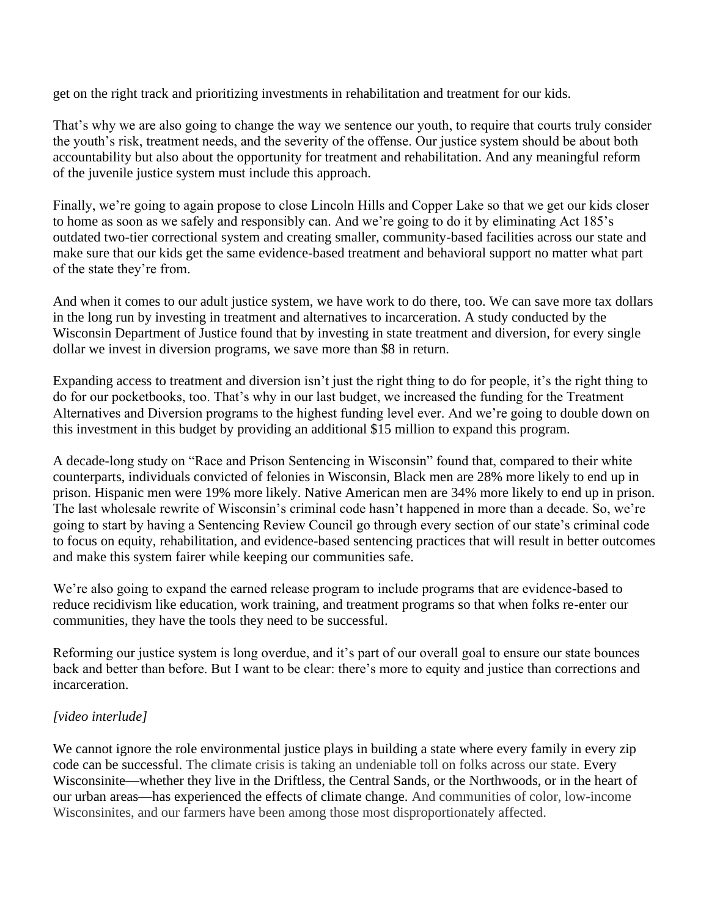get on the right track and prioritizing investments in rehabilitation and treatment for our kids.

That's why we are also going to change the way we sentence our youth, to require that courts truly consider the youth's risk, treatment needs, and the severity of the offense. Our justice system should be about both accountability but also about the opportunity for treatment and rehabilitation. And any meaningful reform of the juvenile justice system must include this approach.

Finally, we're going to again propose to close Lincoln Hills and Copper Lake so that we get our kids closer to home as soon as we safely and responsibly can. And we're going to do it by eliminating Act 185's outdated two-tier correctional system and creating smaller, community-based facilities across our state and make sure that our kids get the same evidence-based treatment and behavioral support no matter what part of the state they're from.

And when it comes to our adult justice system, we have work to do there, too. We can save more tax dollars in the long run by investing in treatment and alternatives to incarceration. A study conducted by the Wisconsin Department of Justice found that by investing in state treatment and diversion, for every single dollar we invest in diversion programs, we save more than $8 in return.

Expanding access to treatment and diversion isn't just the right thing to do for people, it's the right thing to do for our pocketbooks, too. That's why in our last budget, we increased the funding for the Treatment Alternatives and Diversion programs to the highest funding level ever. And we're going to double down on this investment in this budget by providing an additional $15 million to expand this program.

A decade-long study on "Race and Prison Sentencing in Wisconsin" found that, compared to their white counterparts, individuals convicted of felonies in Wisconsin, Black men are 28% more likely to end up in prison. Hispanic men were 19% more likely. Native American men are 34% more likely to end up in prison. The last wholesale rewrite of Wisconsin's criminal code hasn't happened in more than a decade. So, we're going to start by having a Sentencing Review Council go through every section of our state's criminal code to focus on equity, rehabilitation, and evidence-based sentencing practices that will result in better outcomes and make this system fairer while keeping our communities safe.

We're also going to expand the earned release program to include programs that are evidence-based to reduce recidivism like education, work training, and treatment programs so that when folks re-enter our communities, they have the tools they need to be successful.

Reforming our justice system is long overdue, and it's part of our overall goal to ensure our state bounces back and better than before. But I want to be clear: there's more to equity and justice than corrections and incarceration.

*[video interlude]*

We cannot ignore the role environmental justice plays in building a state where every family in every zip code can be successful. The climate crisis is taking an undeniable toll on folks across our state. Every Wisconsinite—whether they live in the Driftless, the Central Sands, or the Northwoods, or in the heart of our urban areas—has experienced the effects of climate change. And communities of color, low-income Wisconsinites, and our farmers have been among those most disproportionately affected.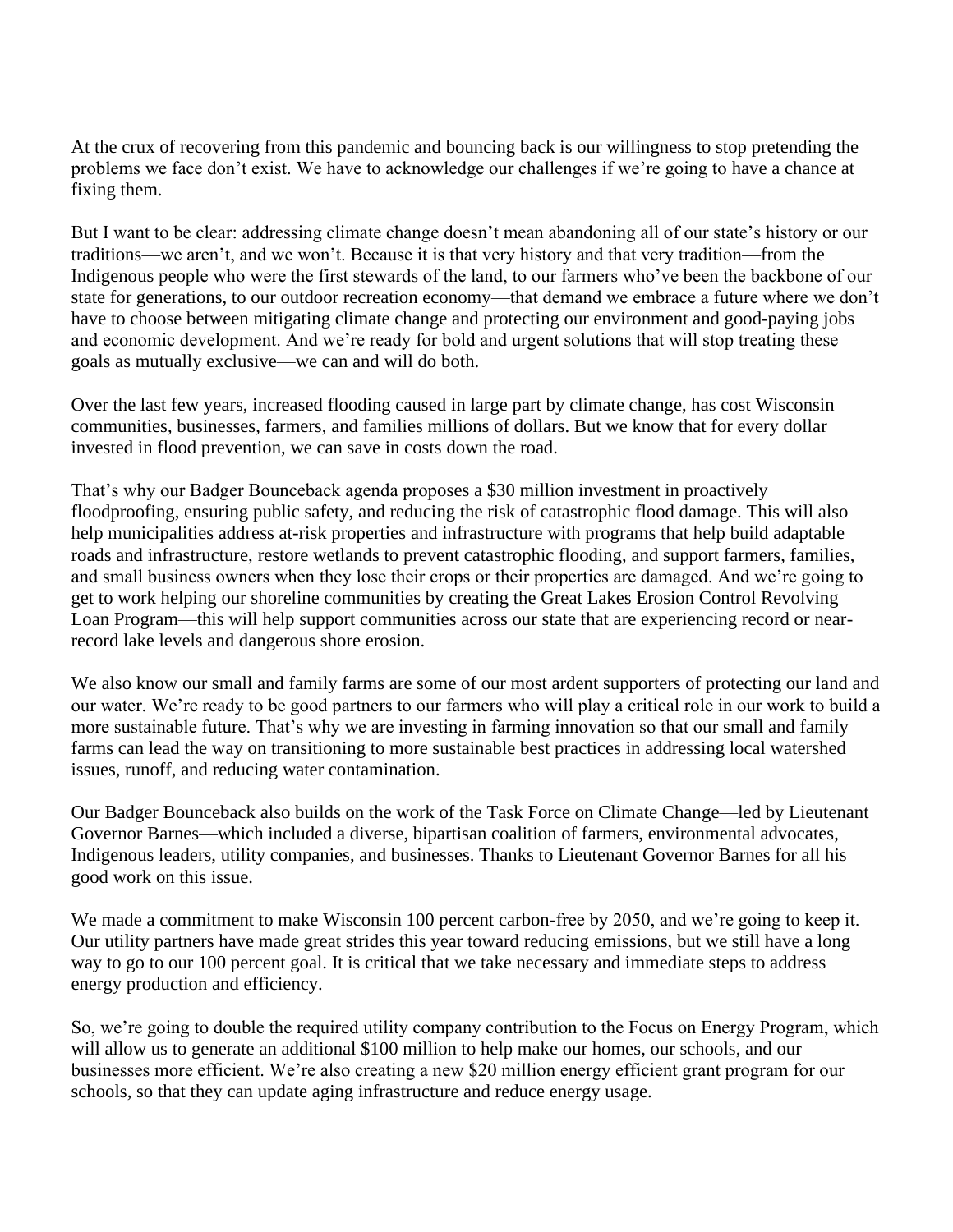At the crux of recovering from this pandemic and bouncing back is our willingness to stop pretending the problems we face don't exist. We have to acknowledge our challenges if we're going to have a chance at fixing them.

But I want to be clear: addressing climate change doesn't mean abandoning all of our state's history or our traditions—we aren't, and we won't. Because it is that very history and that very tradition—from the Indigenous people who were the first stewards of the land, to our farmers who've been the backbone of our state for generations, to our outdoor recreation economy—that demand we embrace a future where we don't have to choose between mitigating climate change and protecting our environment and good-paying jobs and economic development. And we're ready for bold and urgent solutions that will stop treating these goals as mutually exclusive—we can and will do both.

Over the last few years, increased flooding caused in large part by climate change, has cost Wisconsin communities, businesses, farmers, and families millions of dollars. But we know that for every dollar invested in flood prevention, we can save in costs down the road.

That's why our Badger Bounceback agenda proposes a $30 million investment in proactively floodproofing, ensuring public safety, and reducing the risk of catastrophic flood damage. This will also help municipalities address at-risk properties and infrastructure with programs that help build adaptable roads and infrastructure, restore wetlands to prevent catastrophic flooding, and support farmers, families, and small business owners when they lose their crops or their properties are damaged. And we're going to get to work helping our shoreline communities by creating the Great Lakes Erosion Control Revolving Loan Program—this will help support communities across our state that are experiencing record or near-record lake levels and dangerous shore erosion.

We also know our small and family farms are some of our most ardent supporters of protecting our land and our water. We're ready to be good partners to our farmers who will play a critical role in our work to build a more sustainable future. That's why we are investing in farming innovation so that our small and family farms can lead the way on transitioning to more sustainable best practices in addressing local watershed issues, runoff, and reducing water contamination.

Our Badger Bounceback also builds on the work of the Task Force on Climate Change—led by Lieutenant Governor Barnes—which included a diverse, bipartisan coalition of farmers, environmental advocates, Indigenous leaders, utility companies, and businesses. Thanks to Lieutenant Governor Barnes for all his good work on this issue.

We made a commitment to make Wisconsin 100 percent carbon-free by 2050, and we're going to keep it. Our utility partners have made great strides this year toward reducing emissions, but we still have a long way to go to our 100 percent goal. It is critical that we take necessary and immediate steps to address energy production and efficiency.

So, we're going to double the required utility company contribution to the Focus on Energy Program, which will allow us to generate an additional $100 million to help make our homes, our schools, and our businesses more efficient. We're also creating a new $20 million energy efficient grant program for our schools, so that they can update aging infrastructure and reduce energy usage.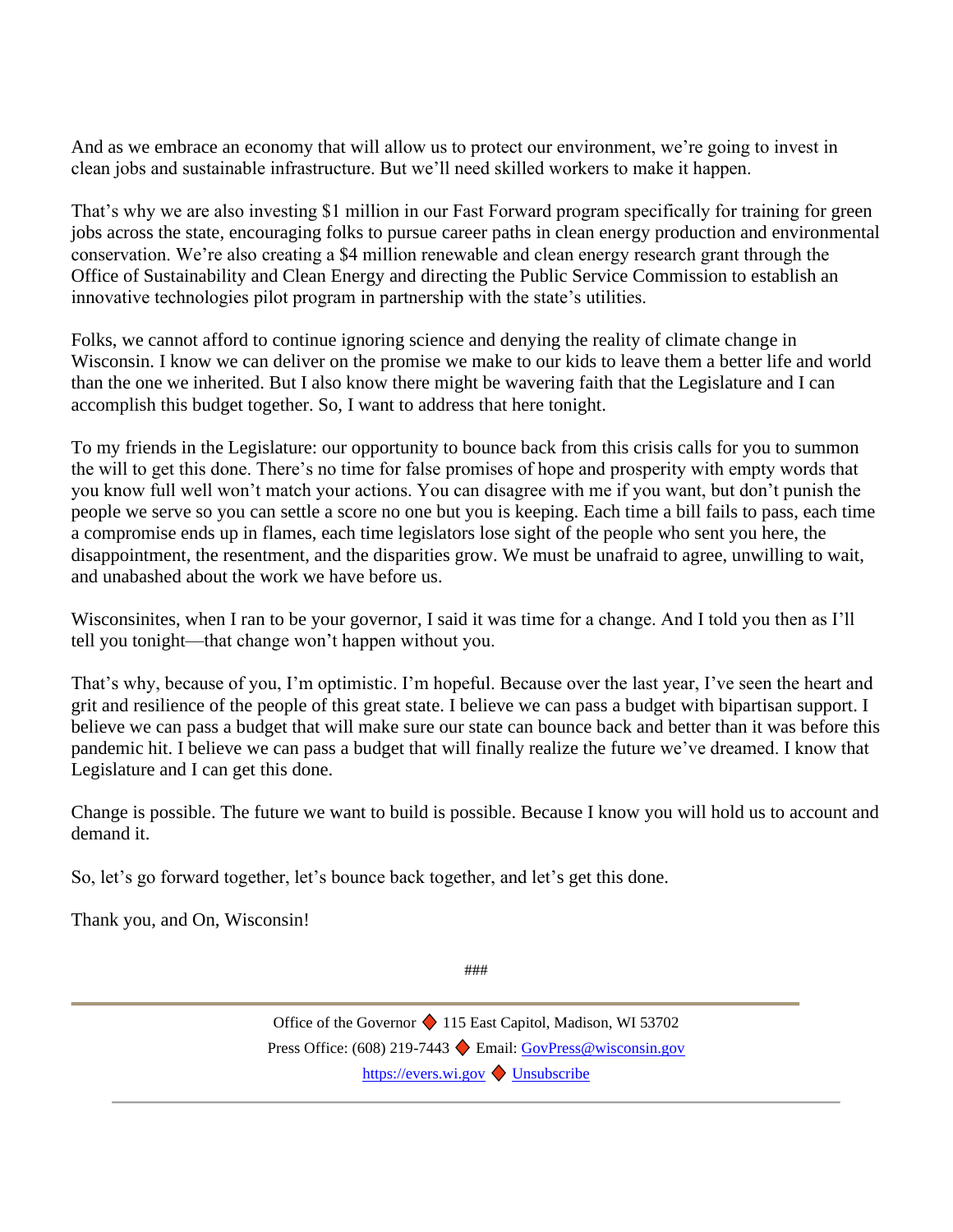And as we embrace an economy that will allow us to protect our environment, we're going to invest in clean jobs and sustainable infrastructure. But we'll need skilled workers to make it happen.

That's why we are also investing $1 million in our Fast Forward program specifically for training for green jobs across the state, encouraging folks to pursue career paths in clean energy production and environmental conservation. We're also creating a $4 million renewable and clean energy research grant through the Office of Sustainability and Clean Energy and directing the Public Service Commission to establish an innovative technologies pilot program in partnership with the state's utilities.

Folks, we cannot afford to continue ignoring science and denying the reality of climate change in Wisconsin. I know we can deliver on the promise we make to our kids to leave them a better life and world than the one we inherited. But I also know there might be wavering faith that the Legislature and I can accomplish this budget together. So, I want to address that here tonight.

To my friends in the Legislature: our opportunity to bounce back from this crisis calls for you to summon the will to get this done. There's no time for false promises of hope and prosperity with empty words that you know full well won't match your actions. You can disagree with me if you want, but don't punish the people we serve so you can settle a score no one but you is keeping. Each time a bill fails to pass, each time a compromise ends up in flames, each time legislators lose sight of the people who sent you here, the disappointment, the resentment, and the disparities grow. We must be unafraid to agree, unwilling to wait, and unabashed about the work we have before us.

Wisconsinites, when I ran to be your governor, I said it was time for a change. And I told you then as I'll tell you tonight—that change won't happen without you.

That's why, because of you, I'm optimistic. I'm hopeful. Because over the last year, I've seen the heart and grit and resilience of the people of this great state. I believe we can pass a budget with bipartisan support. I believe we can pass a budget that will make sure our state can bounce back and better than it was before this pandemic hit. I believe we can pass a budget that will finally realize the future we've dreamed. I know that Legislature and I can get this done.

Change is possible. The future we want to build is possible. Because I know you will hold us to account and demand it.

So, let's go forward together, let's bounce back together, and let's get this done.

Thank you, and On, Wisconsin!

###

Office of the Governor ◆ 115 East Capitol, Madison, WI 53702
Press Office: (608) 219-7443 ◆ Email: GovPress@wisconsin.gov
https://evers.wi.gov ◆ Unsubscribe